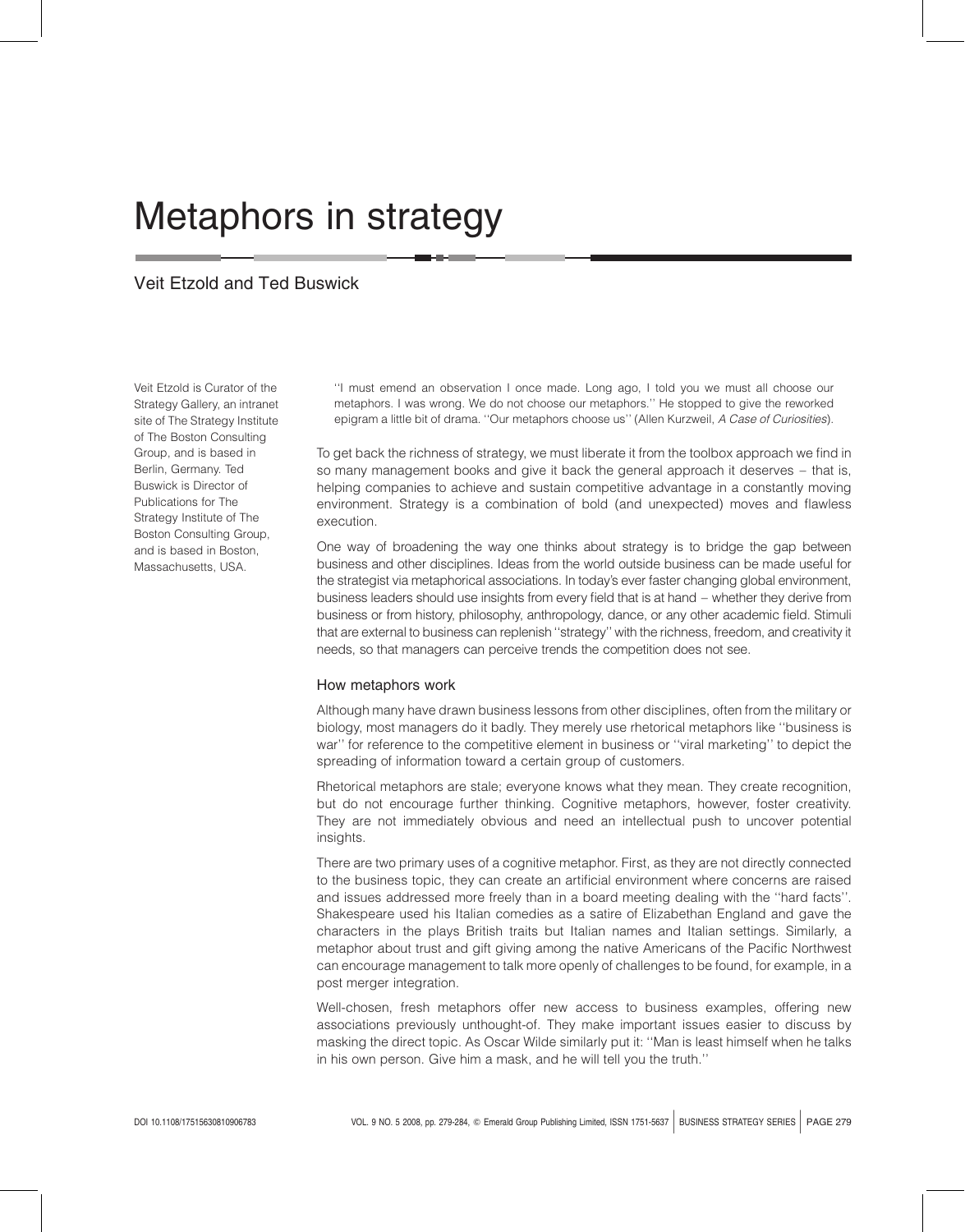# Metaphors in strategy

Veit Etzold and Ted Buswick

Veit Etzold is Curator of the Strategy Gallery, an intranet site of The Strategy Institute of The Boston Consulting Group, and is based in Berlin, Germany. Ted Buswick is Director of Publications for The Strategy Institute of The Boston Consulting Group, and is based in Boston, Massachusetts, USA.

> ''I must emend an observation I once made. Long ago, I told you we must all choose our metaphors. I was wrong. We do not choose our metaphors.'' He stopped to give the reworked epigram a little bit of drama. ''Our metaphors choose us'' (Allen Kurzweil, *A Case of Curiosities*).

To get back the richness of strategy, we must liberate it from the toolbox approach we find in so many management books and give it back the general approach it deserves – that is, helping companies to achieve and sustain competitive advantage in a constantly moving environment. Strategy is a combination of bold (and unexpected) moves and flawless execution.

One way of broadening the way one thinks about strategy is to bridge the gap between business and other disciplines. Ideas from the world outside business can be made useful for the strategist via metaphorical associations. In today's ever faster changing global environment, business leaders should use insights from every field that is at hand – whether they derive from business or from history, philosophy, anthropology, dance, or any other academic field. Stimuli that are external to business can replenish ''strategy'' with the richness, freedom, and creativity it needs, so that managers can perceive trends the competition does not see.

## How metaphors work

Although many have drawn business lessons from other disciplines, often from the military or biology, most managers do it badly. They merely use rhetorical metaphors like ''business is war'' for reference to the competitive element in business or ''viral marketing'' to depict the spreading of information toward a certain group of customers.

Rhetorical metaphors are stale; everyone knows what they mean. They create recognition, but do not encourage further thinking. Cognitive metaphors, however, foster creativity. They are not immediately obvious and need an intellectual push to uncover potential insights.

There are two primary uses of a cognitive metaphor. First, as they are not directly connected to the business topic, they can create an artificial environment where concerns are raised and issues addressed more freely than in a board meeting dealing with the ''hard facts''. Shakespeare used his Italian comedies as a satire of Elizabethan England and gave the characters in the plays British traits but Italian names and Italian settings. Similarly, a metaphor about trust and gift giving among the native Americans of the Pacific Northwest can encourage management to talk more openly of challenges to be found, for example, in a post merger integration.

Well-chosen, fresh metaphors offer new access to business examples, offering new associations previously unthought-of. They make important issues easier to discuss by masking the direct topic. As Oscar Wilde similarly put it: ''Man is least himself when he talks in his own person. Give him a mask, and he will tell you the truth.''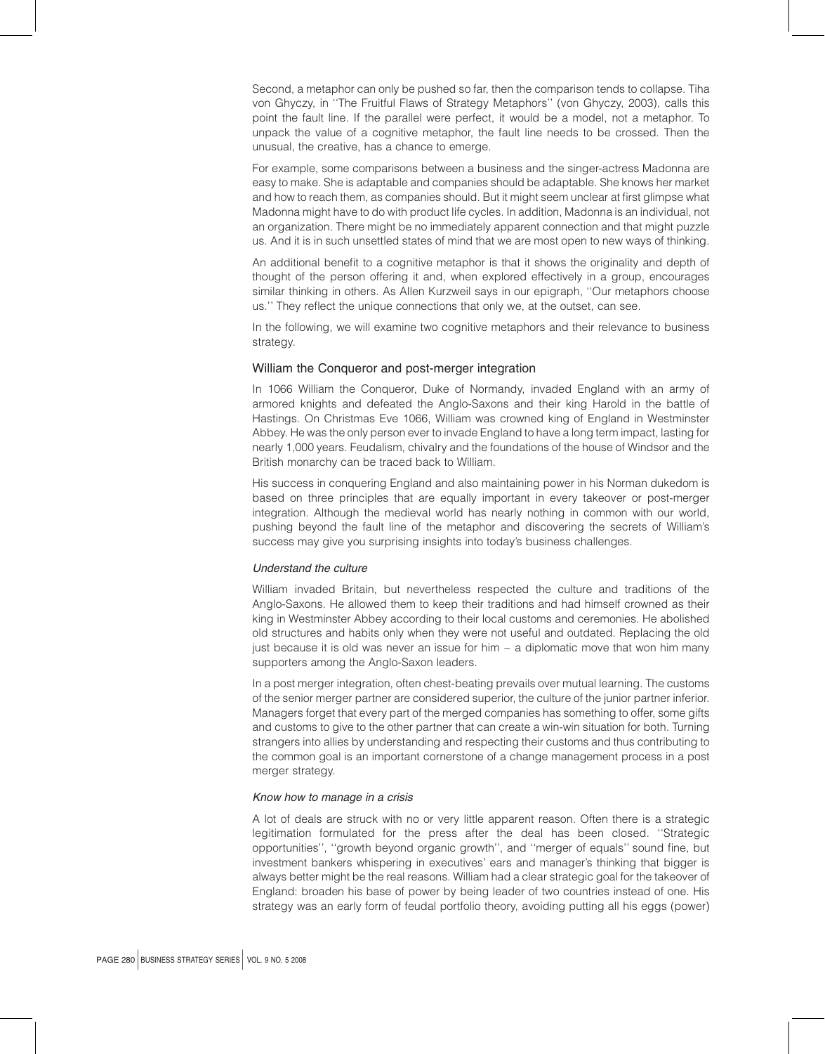Second, a metaphor can only be pushed so far, then the comparison tends to collapse. Tiha von Ghyczy, in ''The Fruitful Flaws of Strategy Metaphors'' (von Ghyczy, 2003), calls this point the fault line. If the parallel were perfect, it would be a model, not a metaphor. To unpack the value of a cognitive metaphor, the fault line needs to be crossed. Then the unusual, the creative, has a chance to emerge.

For example, some comparisons between a business and the singer-actress Madonna are easy to make. She is adaptable and companies should be adaptable. She knows her market and how to reach them, as companies should. But it might seem unclear at first glimpse what Madonna might have to do with product life cycles. In addition, Madonna is an individual, not an organization. There might be no immediately apparent connection and that might puzzle us. And it is in such unsettled states of mind that we are most open to new ways of thinking.

An additional benefit to a cognitive metaphor is that it shows the originality and depth of thought of the person offering it and, when explored effectively in a group, encourages similar thinking in others. As Allen Kurzweil says in our epigraph, ''Our metaphors choose us.'' They reflect the unique connections that only we, at the outset, can see.

In the following, we will examine two cognitive metaphors and their relevance to business strategy.

## William the Conqueror and post-merger integration

In 1066 William the Conqueror, Duke of Normandy, invaded England with an army of armored knights and defeated the Anglo-Saxons and their king Harold in the battle of Hastings. On Christmas Eve 1066, William was crowned king of England in Westminster Abbey. He was the only person ever to invade England to have a long term impact, lasting for nearly 1,000 years. Feudalism, chivalry and the foundations of the house of Windsor and the British monarchy can be traced back to William.

His success in conquering England and also maintaining power in his Norman dukedom is based on three principles that are equally important in every takeover or post-merger integration. Although the medieval world has nearly nothing in common with our world, pushing beyond the fault line of the metaphor and discovering the secrets of William's success may give you surprising insights into today's business challenges.

### *Understand the culture*

William invaded Britain, but nevertheless respected the culture and traditions of the Anglo-Saxons. He allowed them to keep their traditions and had himself crowned as their king in Westminster Abbey according to their local customs and ceremonies. He abolished old structures and habits only when they were not useful and outdated. Replacing the old just because it is old was never an issue for him – a diplomatic move that won him many supporters among the Anglo-Saxon leaders.

In a post merger integration, often chest-beating prevails over mutual learning. The customs of the senior merger partner are considered superior, the culture of the junior partner inferior. Managers forget that every part of the merged companies has something to offer, some gifts and customs to give to the other partner that can create a win-win situation for both. Turning strangers into allies by understanding and respecting their customs and thus contributing to the common goal is an important cornerstone of a change management process in a post merger strategy.

### *Know how to manage in a crisis*

A lot of deals are struck with no or very little apparent reason. Often there is a strategic legitimation formulated for the press after the deal has been closed. ''Strategic opportunities'', ''growth beyond organic growth'', and ''merger of equals'' sound fine, but investment bankers whispering in executives' ears and manager's thinking that bigger is always better might be the real reasons. William had a clear strategic goal for the takeover of England: broaden his base of power by being leader of two countries instead of one. His strategy was an early form of feudal portfolio theory, avoiding putting all his eggs (power)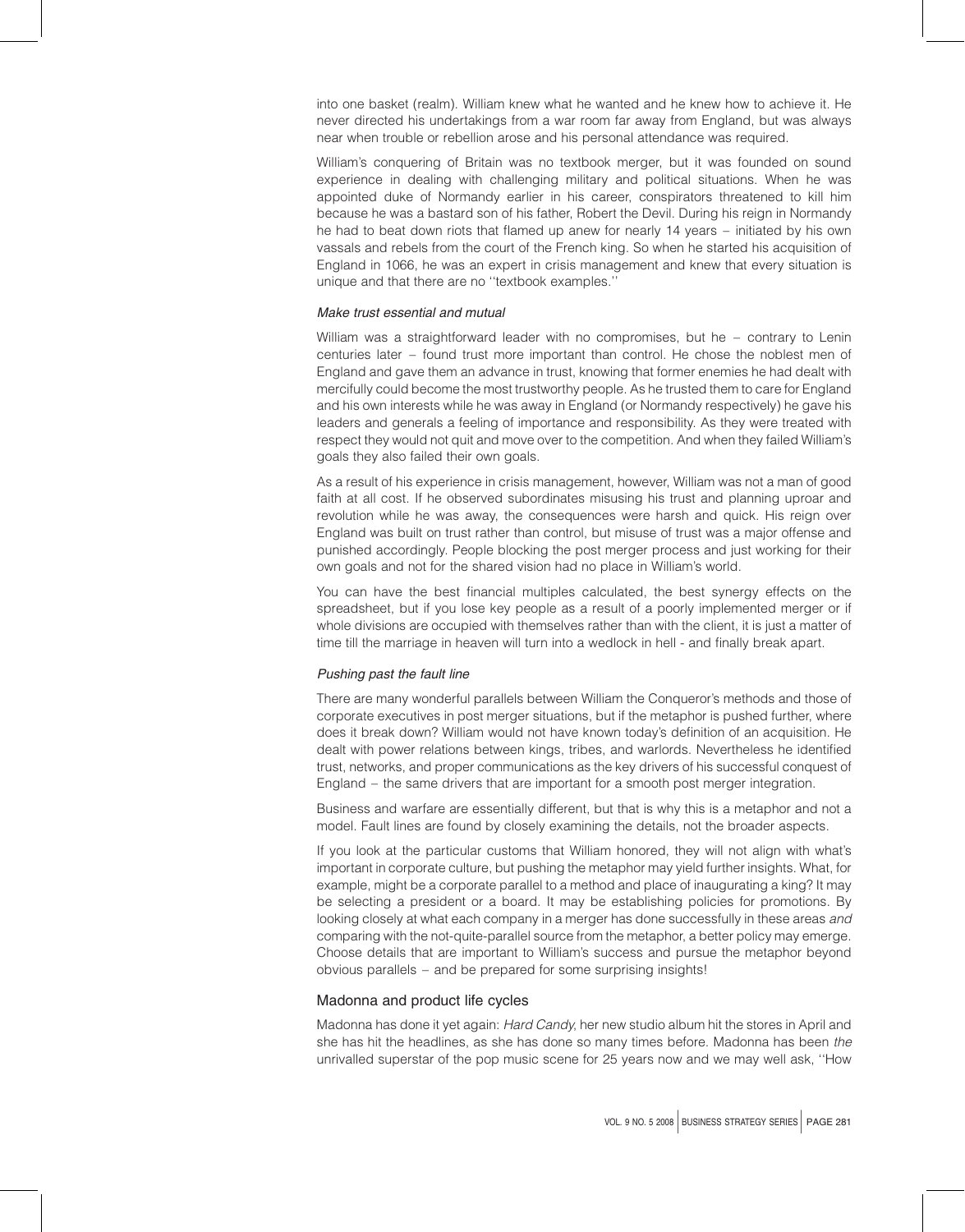into one basket (realm). William knew what he wanted and he knew how to achieve it. He never directed his undertakings from a war room far away from England, but was always near when trouble or rebellion arose and his personal attendance was required.

William's conquering of Britain was no textbook merger, but it was founded on sound experience in dealing with challenging military and political situations. When he was appointed duke of Normandy earlier in his career, conspirators threatened to kill him because he was a bastard son of his father, Robert the Devil. During his reign in Normandy he had to beat down riots that flamed up anew for nearly 14 years – initiated by his own vassals and rebels from the court of the French king. So when he started his acquisition of England in 1066, he was an expert in crisis management and knew that every situation is unique and that there are no ''textbook examples.''

### *Make trust essential and mutual*

William was a straightforward leader with no compromises, but he – contrary to Lenin centuries later – found trust more important than control. He chose the noblest men of England and gave them an advance in trust, knowing that former enemies he had dealt with mercifully could become the most trustworthy people. As he trusted them to care for England and his own interests while he was away in England (or Normandy respectively) he gave his leaders and generals a feeling of importance and responsibility. As they were treated with respect they would not quit and move over to the competition. And when they failed William's goals they also failed their own goals.

As a result of his experience in crisis management, however, William was not a man of good faith at all cost. If he observed subordinates misusing his trust and planning uproar and revolution while he was away, the consequences were harsh and quick. His reign over England was built on trust rather than control, but misuse of trust was a major offense and punished accordingly. People blocking the post merger process and just working for their own goals and not for the shared vision had no place in William's world.

You can have the best financial multiples calculated, the best synergy effects on the spreadsheet, but if you lose key people as a result of a poorly implemented merger or if whole divisions are occupied with themselves rather than with the client, it is just a matter of time till the marriage in heaven will turn into a wedlock in hell - and finally break apart.

### *Pushing past the fault line*

There are many wonderful parallels between William the Conqueror's methods and those of corporate executives in post merger situations, but if the metaphor is pushed further, where does it break down? William would not have known today's definition of an acquisition. He dealt with power relations between kings, tribes, and warlords. Nevertheless he identified trust, networks, and proper communications as the key drivers of his successful conquest of England – the same drivers that are important for a smooth post merger integration.

Business and warfare are essentially different, but that is why this is a metaphor and not a model. Fault lines are found by closely examining the details, not the broader aspects.

If you look at the particular customs that William honored, they will not align with what's important in corporate culture, but pushing the metaphor may yield further insights. What, for example, might be a corporate parallel to a method and place of inaugurating a king? It may be selecting a president or a board. It may be establishing policies for promotions. By looking closely at what each company in a merger has done successfully in these areas *and* comparing with the not-quite-parallel source from the metaphor, a better policy may emerge. Choose details that are important to William's success and pursue the metaphor beyond obvious parallels – and be prepared for some surprising insights!

## Madonna and product life cycles

Madonna has done it yet again: *Hard Candy*, her new studio album hit the stores in April and she has hit the headlines, as she has done so many times before. Madonna has been *the* unrivalled superstar of the pop music scene for 25 years now and we may well ask, ''How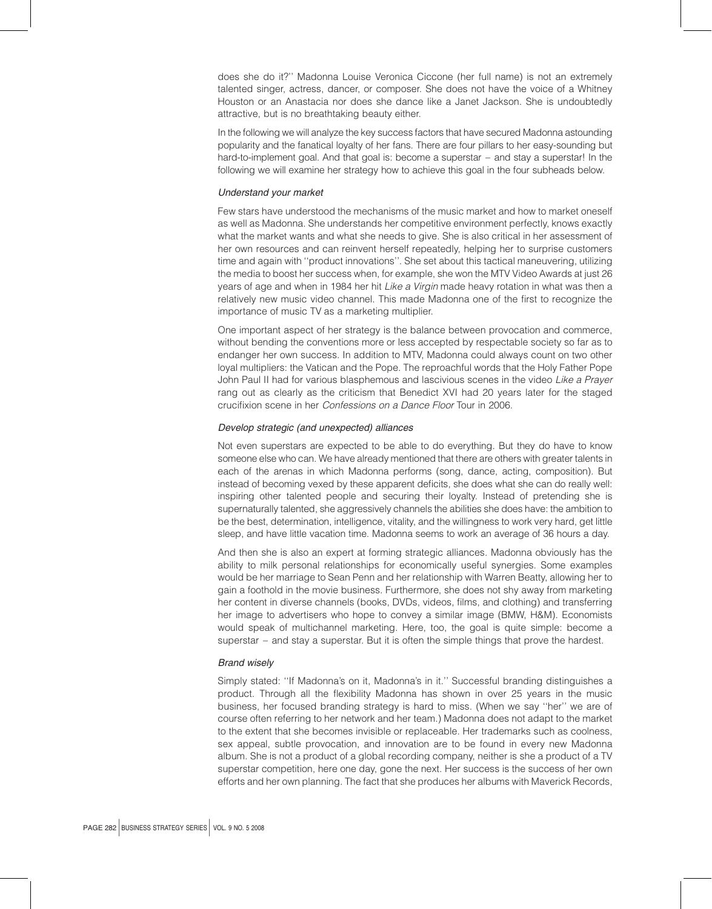does she do it?'' Madonna Louise Veronica Ciccone (her full name) is not an extremely talented singer, actress, dancer, or composer. She does not have the voice of a Whitney Houston or an Anastacia nor does she dance like a Janet Jackson. She is undoubtedly attractive, but is no breathtaking beauty either.

In the following we will analyze the key success factors that have secured Madonna astounding popularity and the fanatical loyalty of her fans. There are four pillars to her easy-sounding but hard-to-implement goal. And that goal is: become a superstar – and stay a superstar! In the following we will examine her strategy how to achieve this goal in the four subheads below.

### *Understand your market*

Few stars have understood the mechanisms of the music market and how to market oneself as well as Madonna. She understands her competitive environment perfectly, knows exactly what the market wants and what she needs to give. She is also critical in her assessment of her own resources and can reinvent herself repeatedly, helping her to surprise customers time and again with ''product innovations''. She set about this tactical maneuvering, utilizing the media to boost her success when, for example, she won the MTV Video Awards at just 26 years of age and when in 1984 her hit *Like a Virgin* made heavy rotation in what was then a relatively new music video channel. This made Madonna one of the first to recognize the importance of music TV as a marketing multiplier.

One important aspect of her strategy is the balance between provocation and commerce, without bending the conventions more or less accepted by respectable society so far as to endanger her own success. In addition to MTV, Madonna could always count on two other loyal multipliers: the Vatican and the Pope. The reproachful words that the Holy Father Pope John Paul II had for various blasphemous and lascivious scenes in the video *Like a Prayer* rang out as clearly as the criticism that Benedict XVI had 20 years later for the staged crucifixion scene in her *Confessions on a Dance Floor* Tour in 2006.

### *Develop strategic (and unexpected) alliances*

Not even superstars are expected to be able to do everything. But they do have to know someone else who can. We have already mentioned that there are others with greater talents in each of the arenas in which Madonna performs (song, dance, acting, composition). But instead of becoming vexed by these apparent deficits, she does what she can do really well: inspiring other talented people and securing their loyalty. Instead of pretending she is supernaturally talented, she aggressively channels the abilities she does have: the ambition to be the best, determination, intelligence, vitality, and the willingness to work very hard, get little sleep, and have little vacation time. Madonna seems to work an average of 36 hours a day.

And then she is also an expert at forming strategic alliances. Madonna obviously has the ability to milk personal relationships for economically useful synergies. Some examples would be her marriage to Sean Penn and her relationship with Warren Beatty, allowing her to gain a foothold in the movie business. Furthermore, she does not shy away from marketing her content in diverse channels (books, DVDs, videos, films, and clothing) and transferring her image to advertisers who hope to convey a similar image (BMW, H&M). Economists would speak of multichannel marketing. Here, too, the goal is quite simple: become a superstar – and stay a superstar. But it is often the simple things that prove the hardest.

### *Brand wisely*

Simply stated: ''If Madonna's on it, Madonna's in it.'' Successful branding distinguishes a product. Through all the flexibility Madonna has shown in over 25 years in the music business, her focused branding strategy is hard to miss. (When we say ''her'' we are of course often referring to her network and her team.) Madonna does not adapt to the market to the extent that she becomes invisible or replaceable. Her trademarks such as coolness, sex appeal, subtle provocation, and innovation are to be found in every new Madonna album. She is not a product of a global recording company, neither is she a product of a TV superstar competition, here one day, gone the next. Her success is the success of her own efforts and her own planning. The fact that she produces her albums with Maverick Records,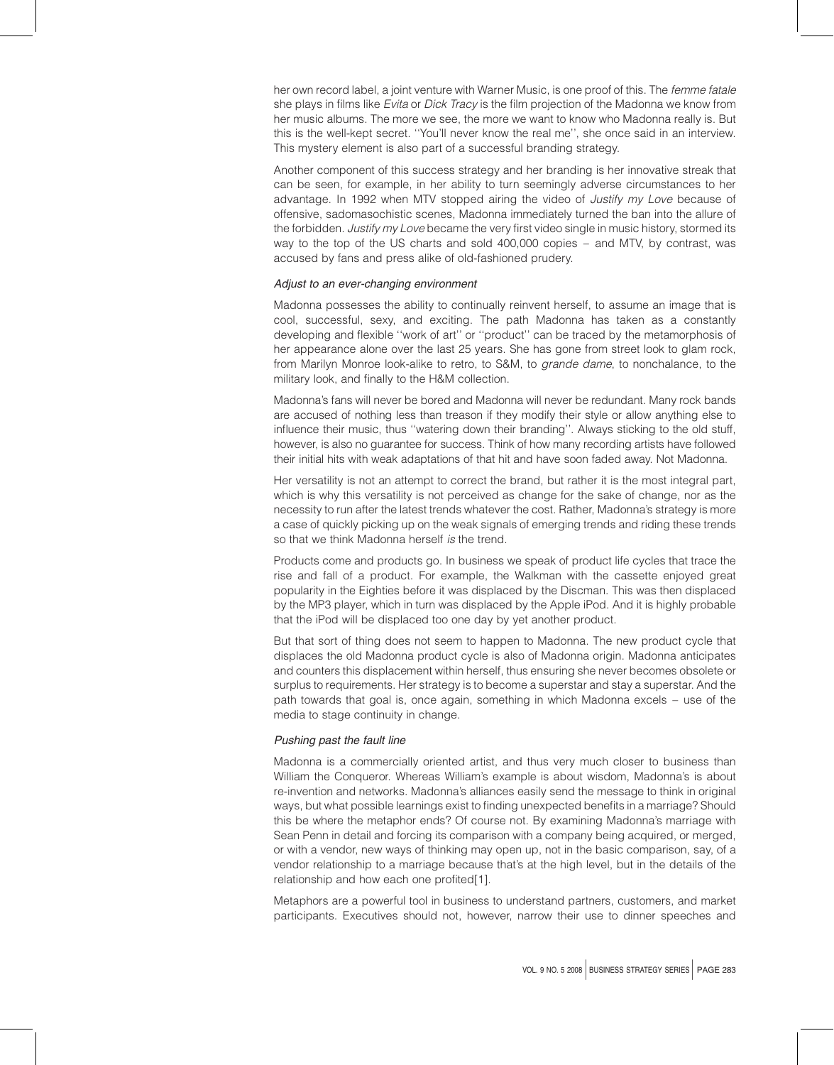her own record label, a joint venture with Warner Music, is one proof of this. The *femme fatale* she plays in films like *Evita* or *Dick Tracy* is the film projection of the Madonna we know from her music albums. The more we see, the more we want to know who Madonna really is. But this is the well-kept secret. ''You'll never know the real me'', she once said in an interview. This mystery element is also part of a successful branding strategy.

Another component of this success strategy and her branding is her innovative streak that can be seen, for example, in her ability to turn seemingly adverse circumstances to her advantage. In 1992 when MTV stopped airing the video of *Justify my Love* because of offensive, sadomasochistic scenes, Madonna immediately turned the ban into the allure of the forbidden. *Justify my Love* became the very first video single in music history, stormed its way to the top of the US charts and sold 400,000 copies – and MTV, by contrast, was accused by fans and press alike of old-fashioned prudery.

*Adjust to an ever-changing environment*

Madonna possesses the ability to continually reinvent herself, to assume an image that is cool, successful, sexy, and exciting. The path Madonna has taken as a constantly developing and flexible ''work of art'' or ''product'' can be traced by the metamorphosis of her appearance alone over the last 25 years. She has gone from street look to glam rock, from Marilyn Monroe look-alike to retro, to S&M, to *grande dame*, to nonchalance, to the military look, and finally to the H&M collection.

Madonna's fans will never be bored and Madonna will never be redundant. Many rock bands are accused of nothing less than treason if they modify their style or allow anything else to influence their music, thus ''watering down their branding''. Always sticking to the old stuff, however, is also no guarantee for success. Think of how many recording artists have followed their initial hits with weak adaptations of that hit and have soon faded away. Not Madonna.

Her versatility is not an attempt to correct the brand, but rather it is the most integral part, which is why this versatility is not perceived as change for the sake of change, nor as the necessity to run after the latest trends whatever the cost. Rather, Madonna's strategy is more a case of quickly picking up on the weak signals of emerging trends and riding these trends so that we think Madonna herself *is* the trend.

Products come and products go. In business we speak of product life cycles that trace the rise and fall of a product. For example, the Walkman with the cassette enjoyed great popularity in the Eighties before it was displaced by the Discman. This was then displaced by the MP3 player, which in turn was displaced by the Apple iPod. And it is highly probable that the iPod will be displaced too one day by yet another product.

But that sort of thing does not seem to happen to Madonna. The new product cycle that displaces the old Madonna product cycle is also of Madonna origin. Madonna anticipates and counters this displacement within herself, thus ensuring she never becomes obsolete or surplus to requirements. Her strategy is to become a superstar and stay a superstar. And the path towards that goal is, once again, something in which Madonna excels – use of the media to stage continuity in change.

*Pushing past the fault line*

Madonna is a commercially oriented artist, and thus very much closer to business than William the Conqueror. Whereas William's example is about wisdom, Madonna's is about re-invention and networks. Madonna's alliances easily send the message to think in original ways, but what possible learnings exist to finding unexpected benefits in a marriage? Should this be where the metaphor ends? Of course not. By examining Madonna's marriage with Sean Penn in detail and forcing its comparison with a company being acquired, or merged, or with a vendor, new ways of thinking may open up, not in the basic comparison, say, of a vendor relationship to a marriage because that's at the high level, but in the details of the relationship and how each one profited[1].

Metaphors are a powerful tool in business to understand partners, customers, and market participants. Executives should not, however, narrow their use to dinner speeches and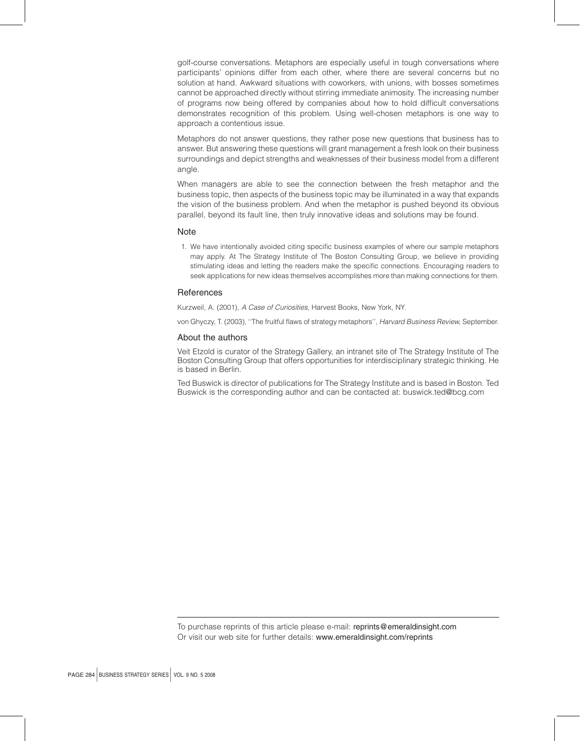golf-course conversations. Metaphors are especially useful in tough conversations where participants' opinions differ from each other, where there are several concerns but no solution at hand. Awkward situations with coworkers, with unions, with bosses sometimes cannot be approached directly without stirring immediate animosity. The increasing number of programs now being offered by companies about how to hold difficult conversations demonstrates recognition of this problem. Using well-chosen metaphors is one way to approach a contentious issue.

Metaphors do not answer questions, they rather pose new questions that business has to answer. But answering these questions will grant management a fresh look on their business surroundings and depict strengths and weaknesses of their business model from a different angle.

When managers are able to see the connection between the fresh metaphor and the business topic, then aspects of the business topic may be illuminated in a way that expands the vision of the business problem. And when the metaphor is pushed beyond its obvious parallel, beyond its fault line, then truly innovative ideas and solutions may be found.

## Note

1. We have intentionally avoided citing specific business examples of where our sample metaphors may apply. At The Strategy Institute of The Boston Consulting Group, we believe in providing stimulating ideas and letting the readers make the specific connections. Encouraging readers to seek applications for new ideas themselves accomplishes more than making connections for them.

## References

Kurzweil, A. (2001), *A Case of Curiosities*, Harvest Books, New York, NY.

von Ghyczy, T. (2003), ''The fruitful flaws of strategy metaphors'', *Harvard Business Review*, September.

## About the authors

Veit Etzold is curator of the Strategy Gallery, an intranet site of The Strategy Institute of The Boston Consulting Group that offers opportunities for interdisciplinary strategic thinking. He is based in Berlin.

Ted Buswick is director of publications for The Strategy Institute and is based in Boston. Ted Buswick is the corresponding author and can be contacted at: buswick.ted@bcg.com

To purchase reprints of this article please e-mail: reprints@emeraldinsight.com
Or visit our web site for further details: www.emeraldinsight.com/reprints